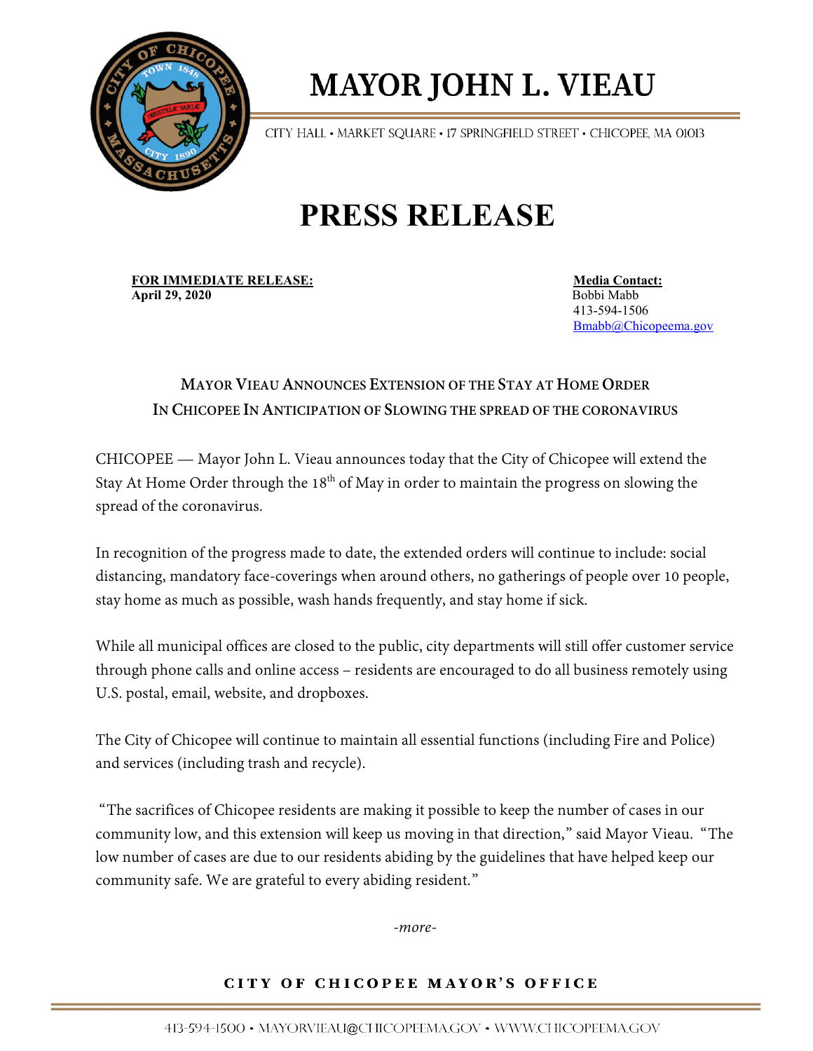# MAYOR JOHN L. VIEAU

CITY HALL • MARKET SQUARE • 17 SPRINGFIELD STREET • CHICOPEE, MA 01013

# PRESS RELEASE

**FOR IMMEDIATE RELEASE:**
**April 29, 2020**

**Media Contact:**
Bobbi Mabb
413-594-1506
Bmabb@Chicopeema.gov

## MAYOR VIEAU ANNOUNCES EXTENSION OF THE STAY AT HOME ORDER IN CHICOPEE IN ANTICIPATION OF SLOWING THE SPREAD OF THE CORONAVIRUS

CHICOPEE — Mayor John L. Vieau announces today that the City of Chicopee will extend the Stay At Home Order through the 18th of May in order to maintain the progress on slowing the spread of the coronavirus.

In recognition of the progress made to date, the extended orders will continue to include: social distancing, mandatory face-coverings when around others, no gatherings of people over 10 people, stay home as much as possible, wash hands frequently, and stay home if sick.

While all municipal offices are closed to the public, city departments will still offer customer service through phone calls and online access – residents are encouraged to do all business remotely using U.S. postal, email, website, and dropboxes.

The City of Chicopee will continue to maintain all essential functions (including Fire and Police) and services (including trash and recycle).

"The sacrifices of Chicopee residents are making it possible to keep the number of cases in our community low, and this extension will keep us moving in that direction," said Mayor Vieau. "The low number of cases are due to our residents abiding by the guidelines that have helped keep our community safe. We are grateful to every abiding resident."

*-more-*

CITY OF CHICOPEE MAYOR'S OFFICE

413-594-1500 • MAYORVIEAU@CHICOPEEMA.GOV • WWW.CHICOPEEMA.GOV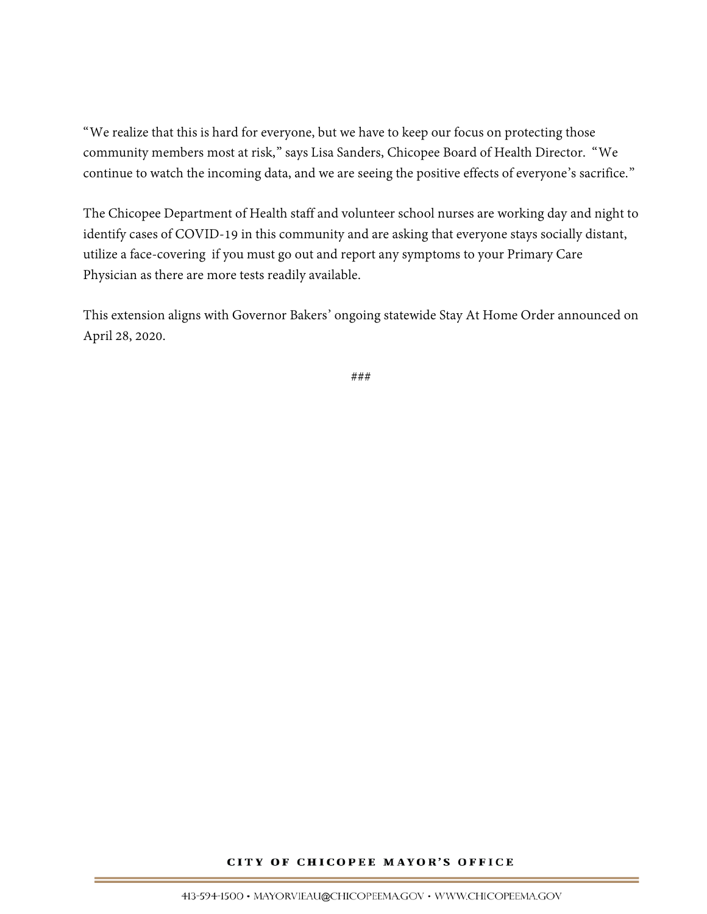"We realize that this is hard for everyone, but we have to keep our focus on protecting those community members most at risk," says Lisa Sanders, Chicopee Board of Health Director. "We continue to watch the incoming data, and we are seeing the positive effects of everyone's sacrifice."

The Chicopee Department of Health staff and volunteer school nurses are working day and night to identify cases of COVID-19 in this community and are asking that everyone stays socially distant, utilize a face-covering if you must go out and report any symptoms to your Primary Care Physician as there are more tests readily available.

This extension aligns with Governor Bakers' ongoing statewide Stay At Home Order announced on April 28, 2020.

###